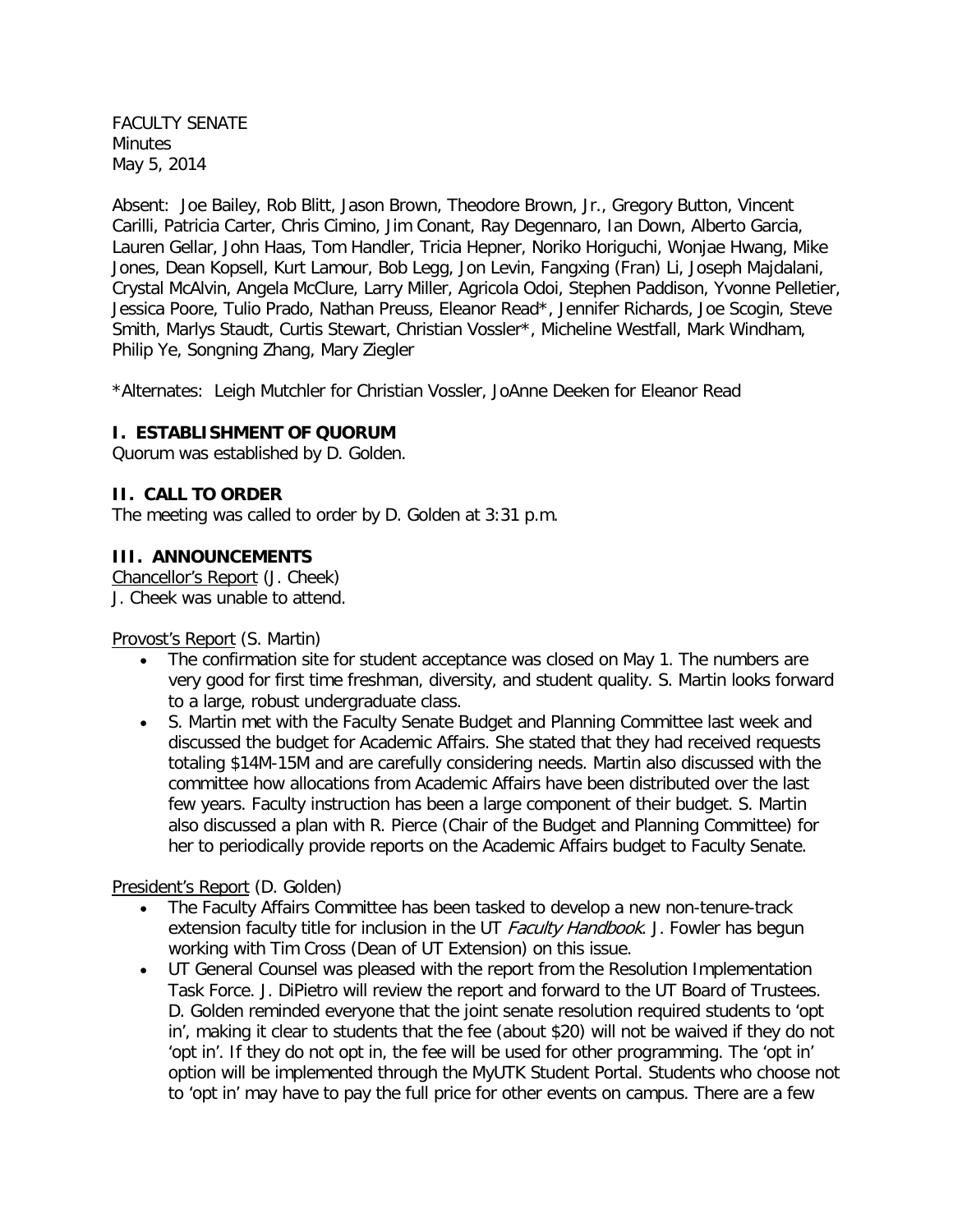FACULTY SENATE
Minutes
May 5, 2014

Absent: Joe Bailey, Rob Blitt, Jason Brown, Theodore Brown, Jr., Gregory Button, Vincent Carilli, Patricia Carter, Chris Cimino, Jim Conant, Ray Degennaro, Ian Down, Alberto Garcia, Lauren Gellar, John Haas, Tom Handler, Tricia Hepner, Noriko Horiguchi, Wonjae Hwang, Mike Jones, Dean Kopsell, Kurt Lamour, Bob Legg, Jon Levin, Fangxing (Fran) Li, Joseph Majdalani, Crystal McAlvin, Angela McClure, Larry Miller, Agricola Odoi, Stephen Paddison, Yvonne Pelletier, Jessica Poore, Tulio Prado, Nathan Preuss, Eleanor Read*, Jennifer Richards, Joe Scogin, Steve Smith, Marlys Staudt, Curtis Stewart, Christian Vossler*, Micheline Westfall, Mark Windham, Philip Ye, Songning Zhang, Mary Ziegler

*Alternates: Leigh Mutchler for Christian Vossler, JoAnne Deeken for Eleanor Read

## I. ESTABLISHMENT OF QUORUM

Quorum was established by D. Golden.

## II. CALL TO ORDER

The meeting was called to order by D. Golden at 3:31 p.m.

## III. ANNOUNCEMENTS

Chancellor's Report (J. Cheek)
J. Cheek was unable to attend.

Provost's Report (S. Martin)

- The confirmation site for student acceptance was closed on May 1. The numbers are very good for first time freshman, diversity, and student quality. S. Martin looks forward to a large, robust undergraduate class.
- S. Martin met with the Faculty Senate Budget and Planning Committee last week and discussed the budget for Academic Affairs. She stated that they had received requests totaling $14M-15M and are carefully considering needs. Martin also discussed with the committee how allocations from Academic Affairs have been distributed over the last few years. Faculty instruction has been a large component of their budget. S. Martin also discussed a plan with R. Pierce (Chair of the Budget and Planning Committee) for her to periodically provide reports on the Academic Affairs budget to Faculty Senate.

President's Report (D. Golden)

- The Faculty Affairs Committee has been tasked to develop a new non-tenure-track extension faculty title for inclusion in the UT *Faculty Handbook*. J. Fowler has begun working with Tim Cross (Dean of UT Extension) on this issue.
- UT General Counsel was pleased with the report from the Resolution Implementation Task Force. J. DiPietro will review the report and forward to the UT Board of Trustees. D. Golden reminded everyone that the joint senate resolution required students to 'opt in', making it clear to students that the fee (about $20) will not be waived if they do not 'opt in'. If they do not opt in, the fee will be used for other programming. The 'opt in' option will be implemented through the MyUTK Student Portal. Students who choose not to 'opt in' may have to pay the full price for other events on campus. There are a few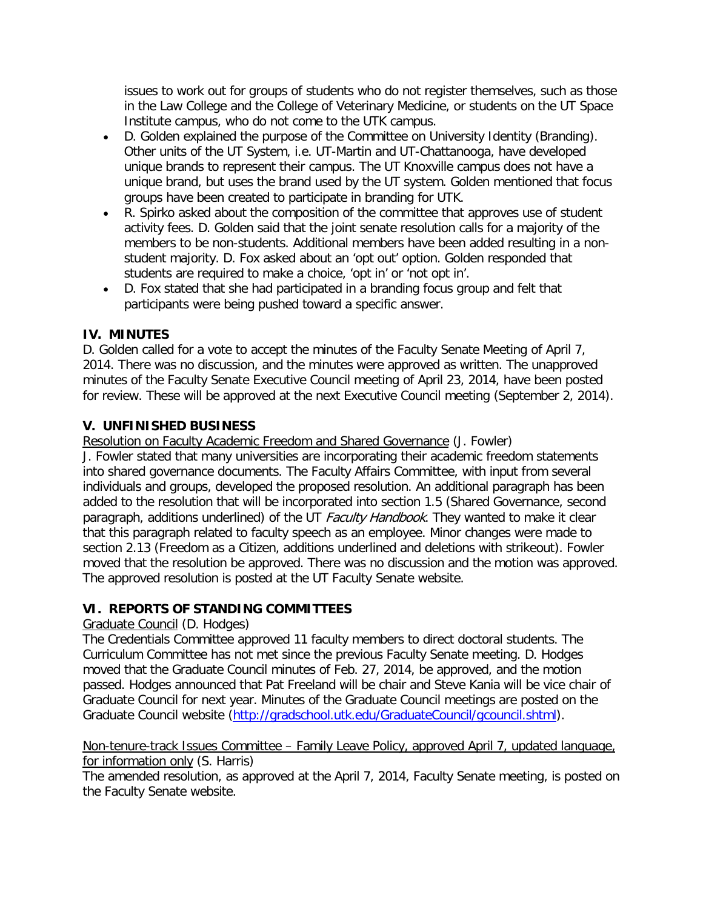issues to work out for groups of students who do not register themselves, such as those in the Law College and the College of Veterinary Medicine, or students on the UT Space Institute campus, who do not come to the UTK campus.

- D. Golden explained the purpose of the Committee on University Identity (Branding). Other units of the UT System, i.e. UT-Martin and UT-Chattanooga, have developed unique brands to represent their campus. The UT Knoxville campus does not have a unique brand, but uses the brand used by the UT system. Golden mentioned that focus groups have been created to participate in branding for UTK.
- R. Spirko asked about the composition of the committee that approves use of student activity fees. D. Golden said that the joint senate resolution calls for a majority of the members to be non-students. Additional members have been added resulting in a non-student majority. D. Fox asked about an 'opt out' option. Golden responded that students are required to make a choice, 'opt in' or 'not opt in'.
- D. Fox stated that she had participated in a branding focus group and felt that participants were being pushed toward a specific answer.

## IV. MINUTES

D. Golden called for a vote to accept the minutes of the Faculty Senate Meeting of April 7, 2014. There was no discussion, and the minutes were approved as written. The unapproved minutes of the Faculty Senate Executive Council meeting of April 23, 2014, have been posted for review. These will be approved at the next Executive Council meeting (September 2, 2014).

## V. UNFINISHED BUSINESS

Resolution on Faculty Academic Freedom and Shared Governance (J. Fowler)

J. Fowler stated that many universities are incorporating their academic freedom statements into shared governance documents. The Faculty Affairs Committee, with input from several individuals and groups, developed the proposed resolution. An additional paragraph has been added to the resolution that will be incorporated into section 1.5 (Shared Governance, second paragraph, additions underlined) of the UT *Faculty Handbook*. They wanted to make it clear that this paragraph related to faculty speech as an employee. Minor changes were made to section 2.13 (Freedom as a Citizen, additions underlined and deletions with strikeout). Fowler moved that the resolution be approved. There was no discussion and the motion was approved. The approved resolution is posted at the UT Faculty Senate website.

## VI. REPORTS OF STANDING COMMITTEES

Graduate Council (D. Hodges)

The Credentials Committee approved 11 faculty members to direct doctoral students. The Curriculum Committee has not met since the previous Faculty Senate meeting. D. Hodges moved that the Graduate Council minutes of Feb. 27, 2014, be approved, and the motion passed. Hodges announced that Pat Freeland will be chair and Steve Kania will be vice chair of Graduate Council for next year. Minutes of the Graduate Council meetings are posted on the Graduate Council website (http://gradschool.utk.edu/GraduateCouncil/gcouncil.shtml).

Non-tenure-track Issues Committee – Family Leave Policy, approved April 7, updated language, for information only (S. Harris)

The amended resolution, as approved at the April 7, 2014, Faculty Senate meeting, is posted on the Faculty Senate website.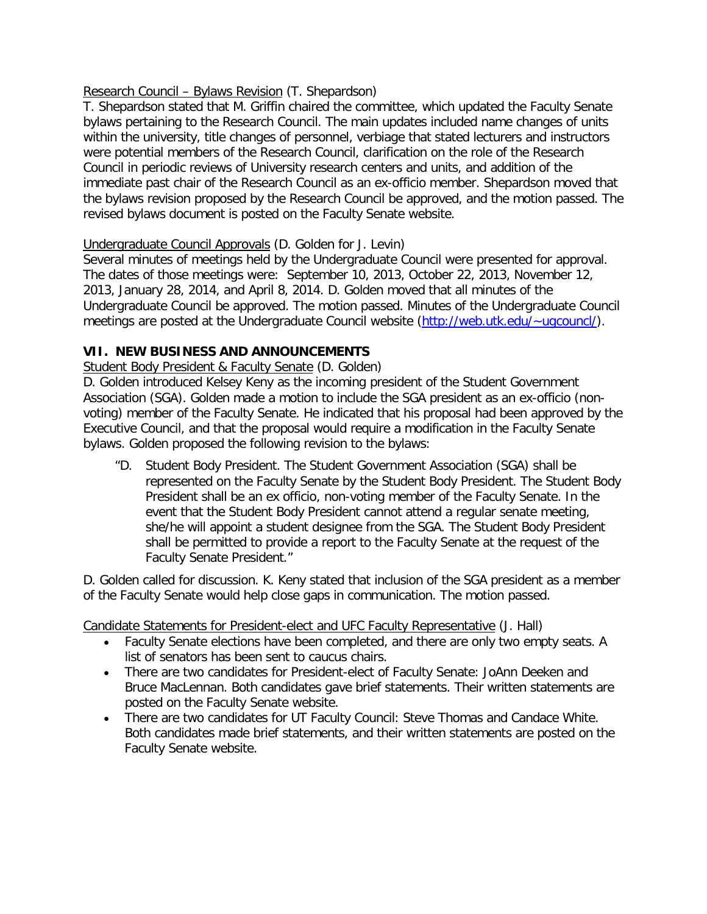Research Council – Bylaws Revision (T. Shepardson)

T. Shepardson stated that M. Griffin chaired the committee, which updated the Faculty Senate bylaws pertaining to the Research Council. The main updates included name changes of units within the university, title changes of personnel, verbiage that stated lecturers and instructors were potential members of the Research Council, clarification on the role of the Research Council in periodic reviews of University research centers and units, and addition of the immediate past chair of the Research Council as an ex-officio member. Shepardson moved that the bylaws revision proposed by the Research Council be approved, and the motion passed. The revised bylaws document is posted on the Faculty Senate website.

Undergraduate Council Approvals (D. Golden for J. Levin)

Several minutes of meetings held by the Undergraduate Council were presented for approval. The dates of those meetings were: September 10, 2013, October 22, 2013, November 12, 2013, January 28, 2014, and April 8, 2014. D. Golden moved that all minutes of the Undergraduate Council be approved. The motion passed. Minutes of the Undergraduate Council meetings are posted at the Undergraduate Council website (http://web.utk.edu/~ugcouncl/).

## VII. NEW BUSINESS AND ANNOUNCEMENTS

Student Body President & Faculty Senate (D. Golden)

D. Golden introduced Kelsey Keny as the incoming president of the Student Government Association (SGA). Golden made a motion to include the SGA president as an ex-officio (non-voting) member of the Faculty Senate. He indicated that his proposal had been approved by the Executive Council, and that the proposal would require a modification in the Faculty Senate bylaws. Golden proposed the following revision to the bylaws:

> "D. Student Body President. The Student Government Association (SGA) shall be represented on the Faculty Senate by the Student Body President. The Student Body President shall be an ex officio, non-voting member of the Faculty Senate. In the event that the Student Body President cannot attend a regular senate meeting, she/he will appoint a student designee from the SGA. The Student Body President shall be permitted to provide a report to the Faculty Senate at the request of the Faculty Senate President."

D. Golden called for discussion. K. Keny stated that inclusion of the SGA president as a member of the Faculty Senate would help close gaps in communication. The motion passed.

Candidate Statements for President-elect and UFC Faculty Representative (J. Hall)

- Faculty Senate elections have been completed, and there are only two empty seats. A list of senators has been sent to caucus chairs.
- There are two candidates for President-elect of Faculty Senate: JoAnn Deeken and Bruce MacLennan. Both candidates gave brief statements. Their written statements are posted on the Faculty Senate website.
- There are two candidates for UT Faculty Council: Steve Thomas and Candace White. Both candidates made brief statements, and their written statements are posted on the Faculty Senate website.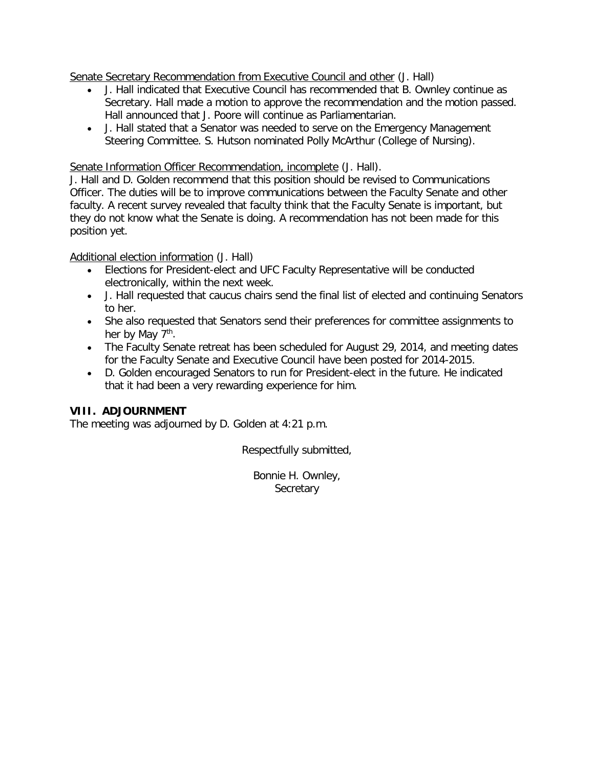<u>Senate Secretary Recommendation from Executive Council and other</u> (J. Hall)

- J. Hall indicated that Executive Council has recommended that B. Ownley continue as Secretary. Hall made a motion to approve the recommendation and the motion passed. Hall announced that J. Poore will continue as Parliamentarian.
- J. Hall stated that a Senator was needed to serve on the Emergency Management Steering Committee. S. Hutson nominated Polly McArthur (College of Nursing).

<u>Senate Information Officer Recommendation, incomplete</u> (J. Hall).

J. Hall and D. Golden recommend that this position should be revised to Communications Officer. The duties will be to improve communications between the Faculty Senate and other faculty. A recent survey revealed that faculty think that the Faculty Senate is important, but they do not know what the Senate is doing. A recommendation has not been made for this position yet.

<u>Additional election information</u> (J. Hall)

- Elections for President-elect and UFC Faculty Representative will be conducted electronically, within the next week.
- J. Hall requested that caucus chairs send the final list of elected and continuing Senators to her.
- She also requested that Senators send their preferences for committee assignments to her by May 7th.
- The Faculty Senate retreat has been scheduled for August 29, 2014, and meeting dates for the Faculty Senate and Executive Council have been posted for 2014-2015.
- D. Golden encouraged Senators to run for President-elect in the future. He indicated that it had been a very rewarding experience for him.

## VIII. ADJOURNMENT

The meeting was adjourned by D. Golden at 4:21 p.m.

Respectfully submitted,

Bonnie H. Ownley,
Secretary